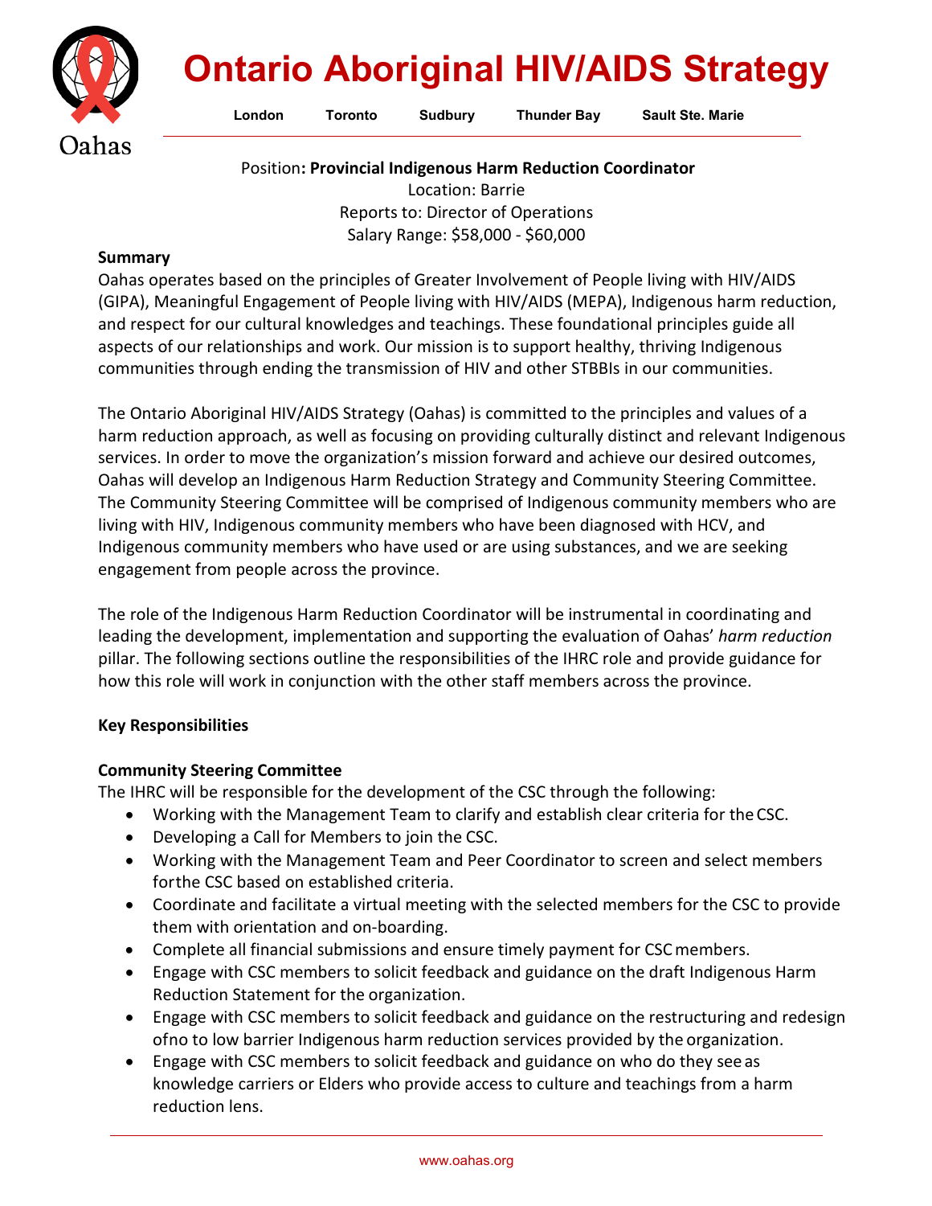# Ontario Aboriginal HIV/AIDS Strategy

Oahas

London Toronto Sudbury Thunder Bay Sault Ste. Marie

Position**: Provincial Indigenous Harm Reduction Coordinator**
Location: Barrie
Reports to: Director of Operations
Salary Range: $58,000 - $60,000

**Summary**

Oahas operates based on the principles of Greater Involvement of People living with HIV/AIDS (GIPA), Meaningful Engagement of People living with HIV/AIDS (MEPA), Indigenous harm reduction, and respect for our cultural knowledges and teachings. These foundational principles guide all aspects of our relationships and work. Our mission is to support healthy, thriving Indigenous communities through ending the transmission of HIV and other STBBIs in our communities.

The Ontario Aboriginal HIV/AIDS Strategy (Oahas) is committed to the principles and values of a harm reduction approach, as well as focusing on providing culturally distinct and relevant Indigenous services. In order to move the organization's mission forward and achieve our desired outcomes, Oahas will develop an Indigenous Harm Reduction Strategy and Community Steering Committee. The Community Steering Committee will be comprised of Indigenous community members who are living with HIV, Indigenous community members who have been diagnosed with HCV, and Indigenous community members who have used or are using substances, and we are seeking engagement from people across the province.

The role of the Indigenous Harm Reduction Coordinator will be instrumental in coordinating and leading the development, implementation and supporting the evaluation of Oahas' *harm reduction* pillar. The following sections outline the responsibilities of the IHRC role and provide guidance for how this role will work in conjunction with the other staff members across the province.

**Key Responsibilities**

**Community Steering Committee**

The IHRC will be responsible for the development of the CSC through the following:

- Working with the Management Team to clarify and establish clear criteria for the CSC.
- Developing a Call for Members to join the CSC.
- Working with the Management Team and Peer Coordinator to screen and select members forthe CSC based on established criteria.
- Coordinate and facilitate a virtual meeting with the selected members for the CSC to provide them with orientation and on-boarding.
- Complete all financial submissions and ensure timely payment for CSC members.
- Engage with CSC members to solicit feedback and guidance on the draft Indigenous Harm Reduction Statement for the organization.
- Engage with CSC members to solicit feedback and guidance on the restructuring and redesign ofno to low barrier Indigenous harm reduction services provided by the organization.
- Engage with CSC members to solicit feedback and guidance on who do they see as knowledge carriers or Elders who provide access to culture and teachings from a harm reduction lens.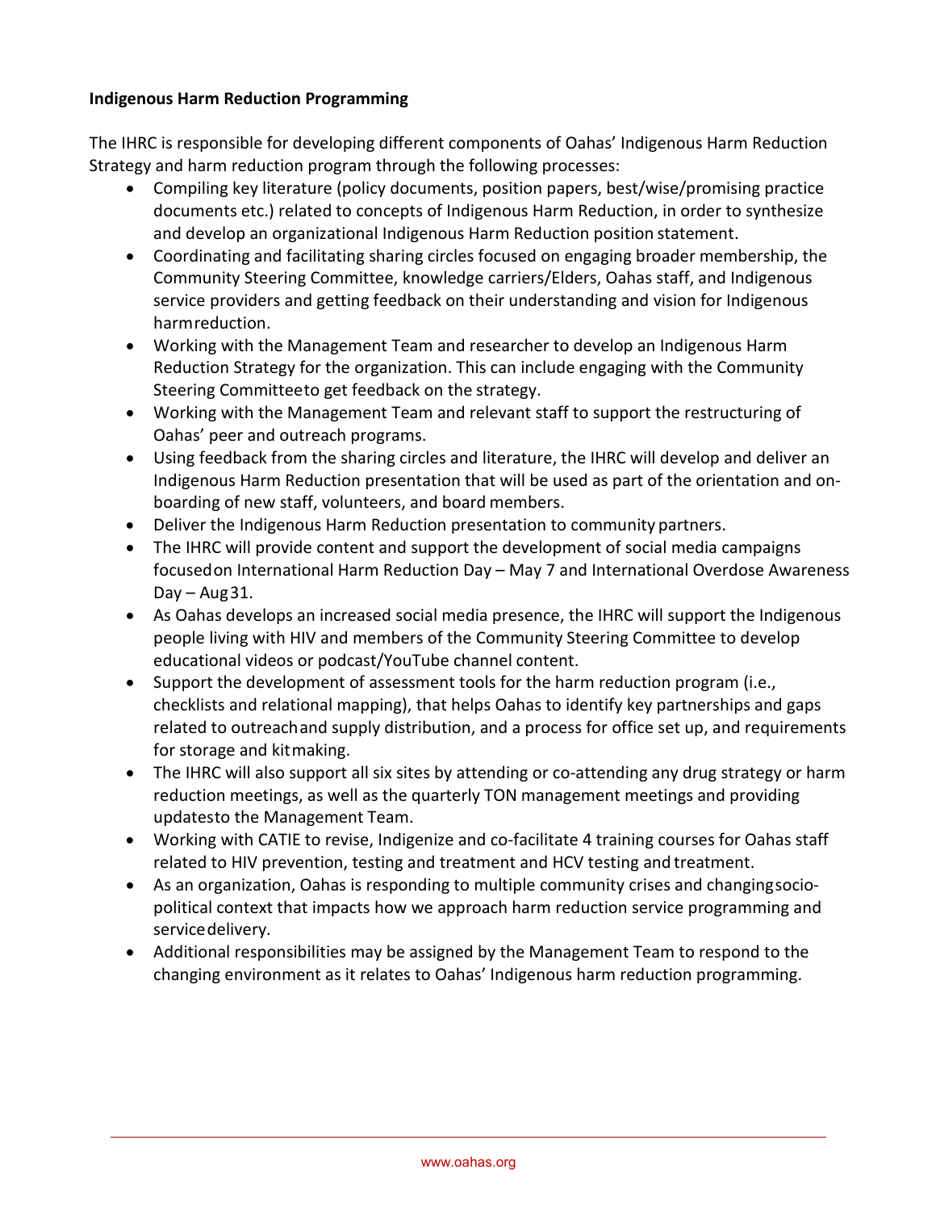**Indigenous Harm Reduction Programming**

The IHRC is responsible for developing different components of Oahas' Indigenous Harm Reduction Strategy and harm reduction program through the following processes:

- Compiling key literature (policy documents, position papers, best/wise/promising practice documents etc.) related to concepts of Indigenous Harm Reduction, in order to synthesize and develop an organizational Indigenous Harm Reduction position statement.
- Coordinating and facilitating sharing circles focused on engaging broader membership, the Community Steering Committee, knowledge carriers/Elders, Oahas staff, and Indigenous service providers and getting feedback on their understanding and vision for Indigenous harm reduction.
- Working with the Management Team and researcher to develop an Indigenous Harm Reduction Strategy for the organization. This can include engaging with the Community Steering Committee to get feedback on the strategy.
- Working with the Management Team and relevant staff to support the restructuring of Oahas' peer and outreach programs.
- Using feedback from the sharing circles and literature, the IHRC will develop and deliver an Indigenous Harm Reduction presentation that will be used as part of the orientation and on-boarding of new staff, volunteers, and board members.
- Deliver the Indigenous Harm Reduction presentation to community partners.
- The IHRC will provide content and support the development of social media campaigns focused on International Harm Reduction Day – May 7 and International Overdose Awareness Day – Aug 31.
- As Oahas develops an increased social media presence, the IHRC will support the Indigenous people living with HIV and members of the Community Steering Committee to develop educational videos or podcast/YouTube channel content.
- Support the development of assessment tools for the harm reduction program (i.e., checklists and relational mapping), that helps Oahas to identify key partnerships and gaps related to outreach and supply distribution, and a process for office set up, and requirements for storage and kit making.
- The IHRC will also support all six sites by attending or co-attending any drug strategy or harm reduction meetings, as well as the quarterly TON management meetings and providing updates to the Management Team.
- Working with CATIE to revise, Indigenize and co-facilitate 4 training courses for Oahas staff related to HIV prevention, testing and treatment and HCV testing and treatment.
- As an organization, Oahas is responding to multiple community crises and changing socio-political context that impacts how we approach harm reduction service programming and service delivery.
- Additional responsibilities may be assigned by the Management Team to respond to the changing environment as it relates to Oahas' Indigenous harm reduction programming.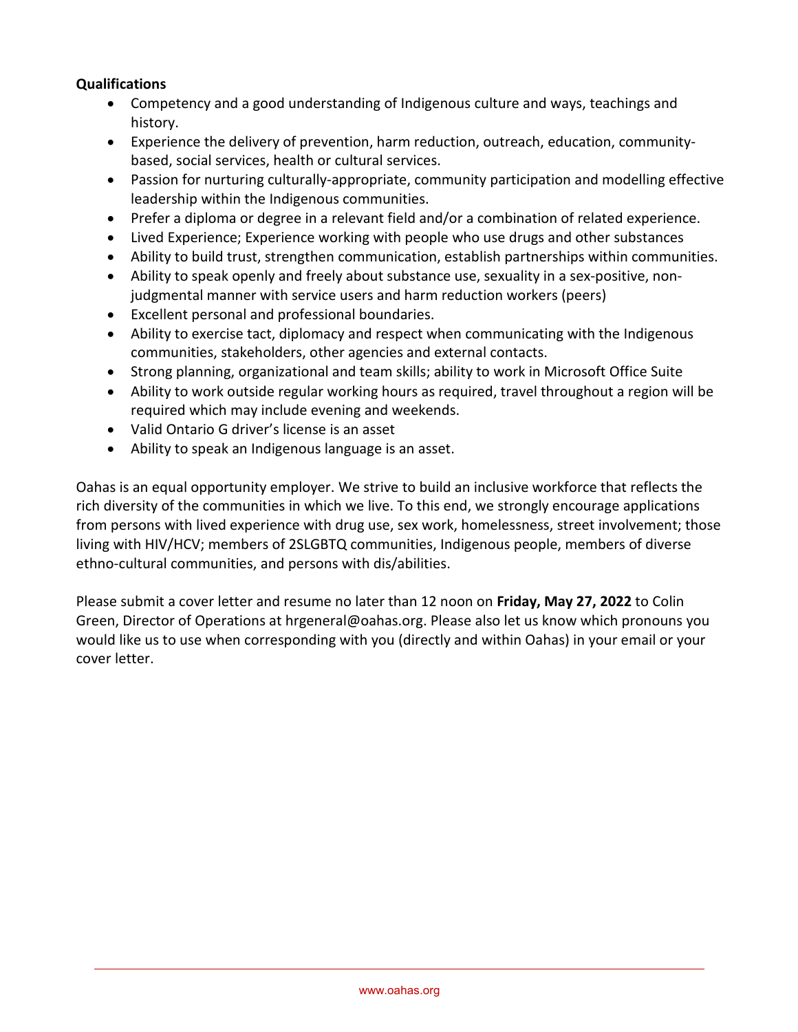**Qualifications**

- Competency and a good understanding of Indigenous culture and ways, teachings and history.
- Experience the delivery of prevention, harm reduction, outreach, education, community-based, social services, health or cultural services.
- Passion for nurturing culturally-appropriate, community participation and modelling effective leadership within the Indigenous communities.
- Prefer a diploma or degree in a relevant field and/or a combination of related experience.
- Lived Experience; Experience working with people who use drugs and other substances
- Ability to build trust, strengthen communication, establish partnerships within communities.
- Ability to speak openly and freely about substance use, sexuality in a sex-positive, non-judgmental manner with service users and harm reduction workers (peers)
- Excellent personal and professional boundaries.
- Ability to exercise tact, diplomacy and respect when communicating with the Indigenous communities, stakeholders, other agencies and external contacts.
- Strong planning, organizational and team skills; ability to work in Microsoft Office Suite
- Ability to work outside regular working hours as required, travel throughout a region will be required which may include evening and weekends.
- Valid Ontario G driver's license is an asset
- Ability to speak an Indigenous language is an asset.

Oahas is an equal opportunity employer. We strive to build an inclusive workforce that reflects the rich diversity of the communities in which we live. To this end, we strongly encourage applications from persons with lived experience with drug use, sex work, homelessness, street involvement; those living with HIV/HCV; members of 2SLGBTQ communities, Indigenous people, members of diverse ethno-cultural communities, and persons with dis/abilities.

Please submit a cover letter and resume no later than 12 noon on **Friday, May 27, 2022** to Colin Green, Director of Operations at hrgeneral@oahas.org. Please also let us know which pronouns you would like us to use when corresponding with you (directly and within Oahas) in your email or your cover letter.